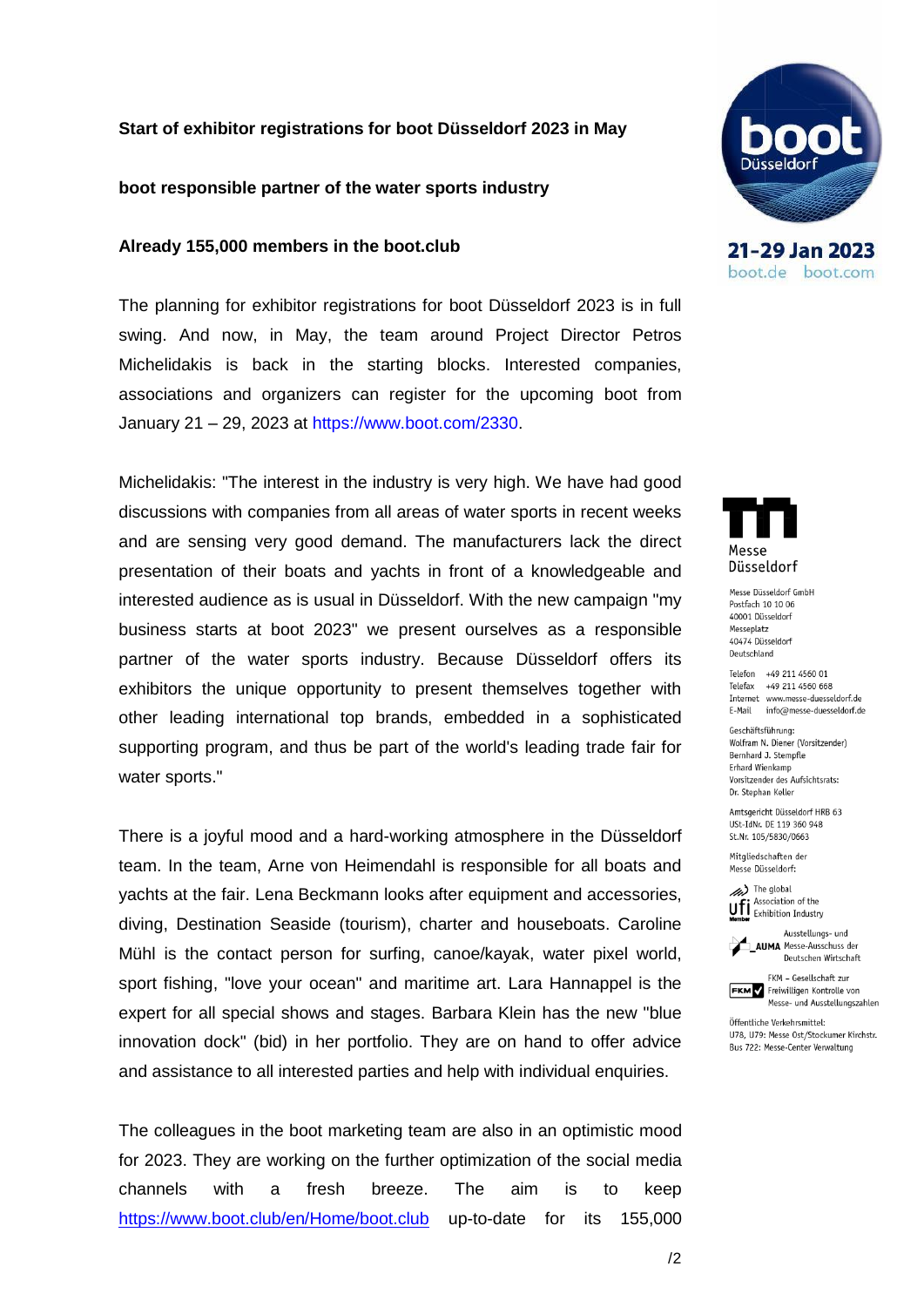**Start of exhibitor registrations for boot Düsseldorf 2023 in May**

**boot responsible partner of the water sports industry**

**Already 155,000 members in the boot.club**

21-29 Jan 2023
boot.de boot.com

The planning for exhibitor registrations for boot Düsseldorf 2023 is in full swing. And now, in May, the team around Project Director Petros Michelidakis is back in the starting blocks. Interested companies, associations and organizers can register for the upcoming boot from January 21 – 29, 2023 at https://www.boot.com/2330.

Michelidakis: "The interest in the industry is very high. We have had good discussions with companies from all areas of water sports in recent weeks and are sensing very good demand. The manufacturers lack the direct presentation of their boats and yachts in front of a knowledgeable and interested audience as is usual in Düsseldorf. With the new campaign "my business starts at boot 2023" we present ourselves as a responsible partner of the water sports industry. Because Düsseldorf offers its exhibitors the unique opportunity to present themselves together with other leading international top brands, embedded in a sophisticated supporting program, and thus be part of the world's leading trade fair for water sports."

There is a joyful mood and a hard-working atmosphere in the Düsseldorf team. In the team, Arne von Heimendahl is responsible for all boats and yachts at the fair. Lena Beckmann looks after equipment and accessories, diving, Destination Seaside (tourism), charter and houseboats. Caroline Mühl is the contact person for surfing, canoe/kayak, water pixel world, sport fishing, "love your ocean" and maritime art. Lara Hannappel is the expert for all special shows and stages. Barbara Klein has the new "blue innovation dock" (bid) in her portfolio. They are on hand to offer advice and assistance to all interested parties and help with individual enquiries.

The colleagues in the boot marketing team are also in an optimistic mood for 2023. They are working on the further optimization of the social media channels with a fresh breeze. The aim is to keep https://www.boot.club/en/Home/boot.club up-to-date for its 155,000

Messe Düsseldorf

Messe Düsseldorf GmbH
Postfach 10 10 06
40001 Düsseldorf
Messeplatz
40474 Düsseldorf
Deutschland

Telefon +49 211 4560 01
Telefax +49 211 4560 668
Internet www.messe-duesseldorf.de
E-Mail info@messe-duesseldorf.de

Geschäftsführung:
Wolfram N. Diener (Vorsitzender)
Bernhard J. Stempfle
Erhard Wienkamp
Vorsitzender des Aufsichtsrats:
Dr. Stephan Keller

Amtsgericht Düsseldorf HRB 63
USt-IdNr. DE 119 360 948
St.Nr. 105/5830/0663

Mitgliedschaften der Messe Düsseldorf:

The global Association of the Exhibition Industry

AUMA Ausstellungs- und Messe-Ausschuss der Deutschen Wirtschaft

FKM – Gesellschaft zur Freiwilligen Kontrolle von Messe- und Ausstellungszahlen

Öffentliche Verkehrsmittel:
U78, U79: Messe Ost/Stockumer Kirchstr.
Bus 722: Messe-Center Verwaltung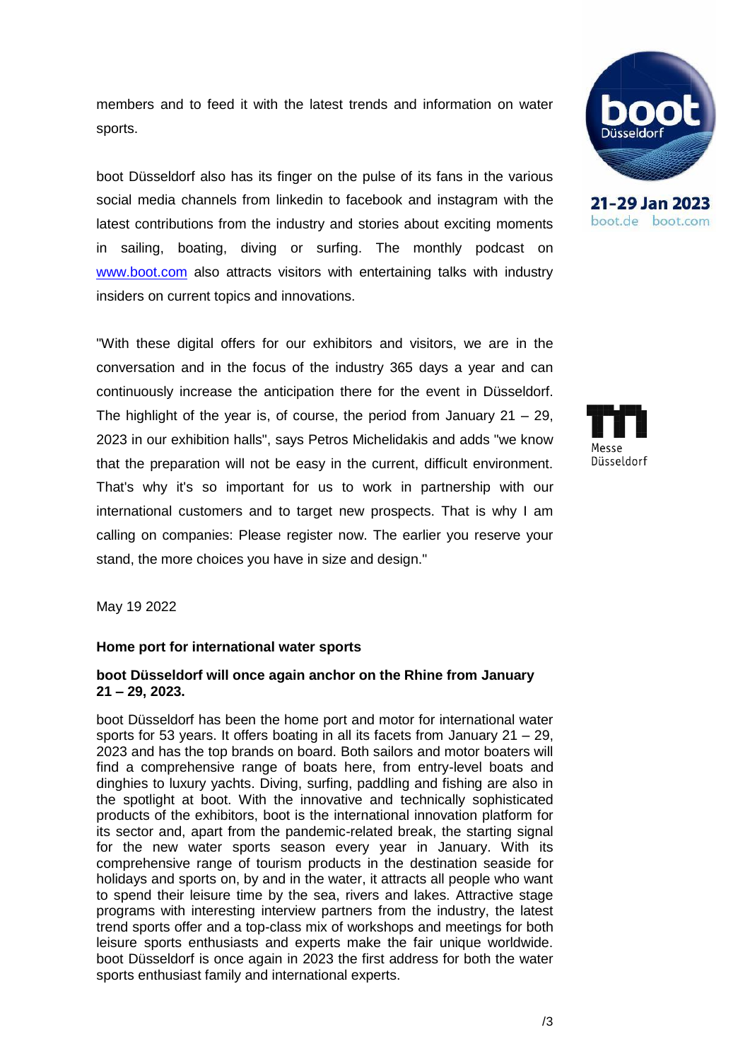members and to feed it with the latest trends and information on water sports.

boot Düsseldorf also has its finger on the pulse of its fans in the various social media channels from linkedin to facebook and instagram with the latest contributions from the industry and stories about exciting moments in sailing, boating, diving or surfing. The monthly podcast on [www.boot.com](http://www.boot.com) also attracts visitors with entertaining talks with industry insiders on current topics and innovations.

"With these digital offers for our exhibitors and visitors, we are in the conversation and in the focus of the industry 365 days a year and can continuously increase the anticipation there for the event in Düsseldorf. The highlight of the year is, of course, the period from January 21 – 29, 2023 in our exhibition halls", says Petros Michelidakis and adds "we know that the preparation will not be easy in the current, difficult environment. That's why it's so important for us to work in partnership with our international customers and to target new prospects. That is why I am calling on companies: Please register now. The earlier you reserve your stand, the more choices you have in size and design."

May 19 2022

**Home port for international water sports**

**boot Düsseldorf will once again anchor on the Rhine from January 21 – 29, 2023.**

boot Düsseldorf has been the home port and motor for international water sports for 53 years. It offers boating in all its facets from January 21 – 29, 2023 and has the top brands on board. Both sailors and motor boaters will find a comprehensive range of boats here, from entry-level boats and dinghies to luxury yachts. Diving, surfing, paddling and fishing are also in the spotlight at boot. With the innovative and technically sophisticated products of the exhibitors, boot is the international innovation platform for its sector and, apart from the pandemic-related break, the starting signal for the new water sports season every year in January. With its comprehensive range of tourism products in the destination seaside for holidays and sports on, by and in the water, it attracts all people who want to spend their leisure time by the sea, rivers and lakes. Attractive stage programs with interesting interview partners from the industry, the latest trend sports offer and a top-class mix of workshops and meetings for both leisure sports enthusiasts and experts make the fair unique worldwide. boot Düsseldorf is once again in 2023 the first address for both the water sports enthusiast family and international experts.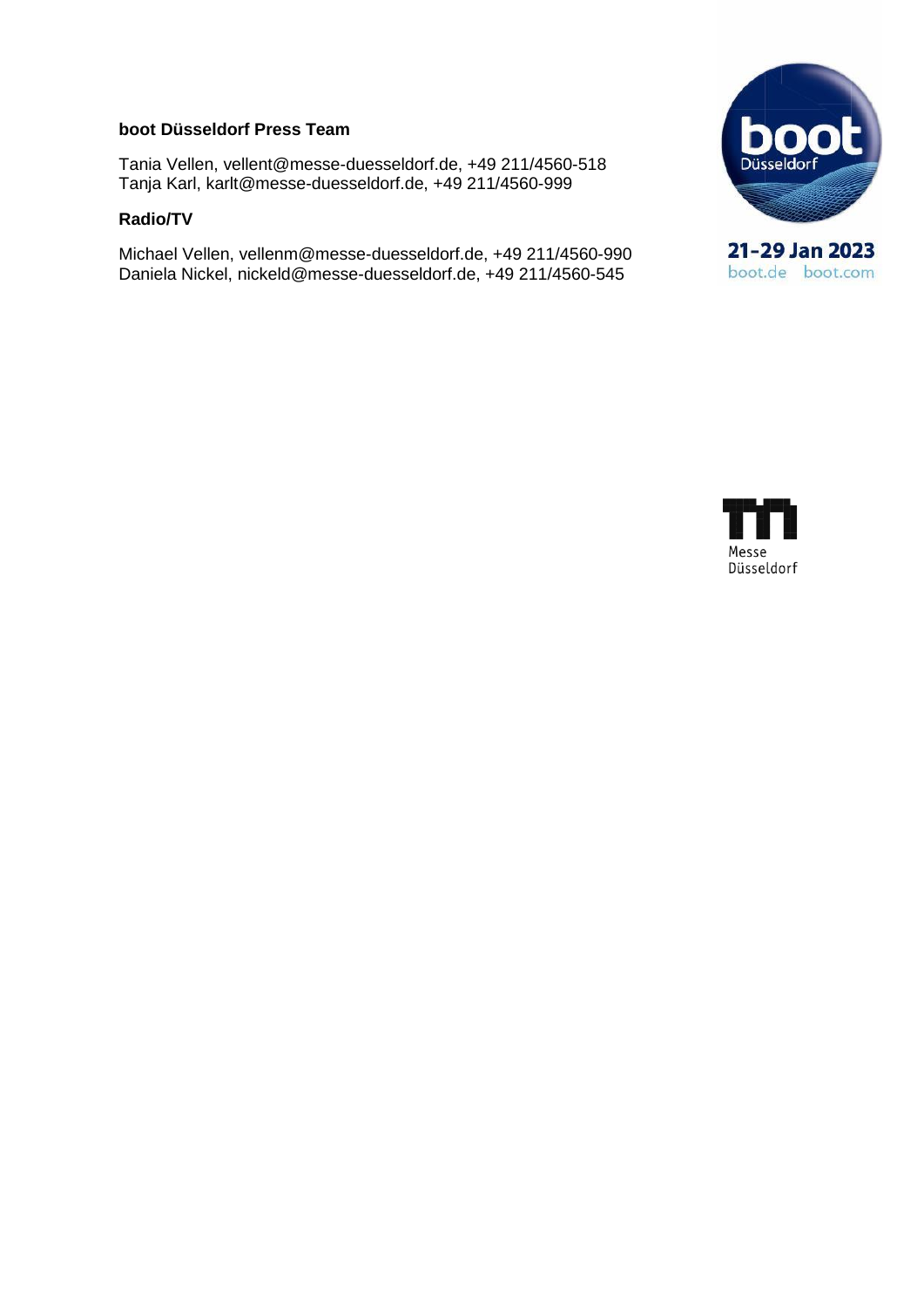**boot Düsseldorf Press Team**

Tania Vellen, vellent@messe-duesseldorf.de, +49 211/4560-518
Tanja Karl, karlt@messe-duesseldorf.de, +49 211/4560-999

**Radio/TV**

Michael Vellen, vellenm@messe-duesseldorf.de, +49 211/4560-990
Daniela Nickel, nickeld@messe-duesseldorf.de, +49 211/4560-545